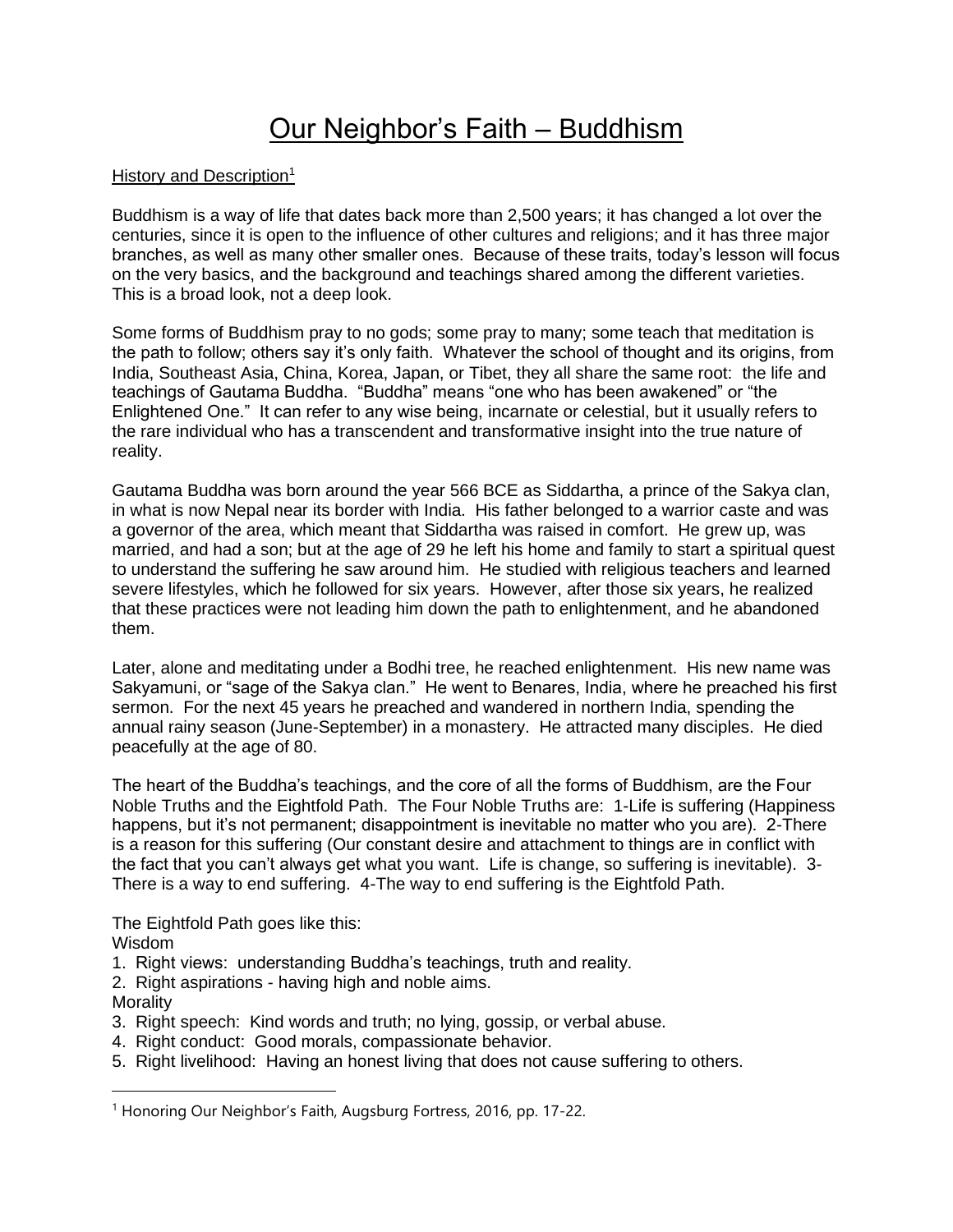# Our Neighbor's Faith – Buddhism

History and Description[1]

Buddhism is a way of life that dates back more than 2,500 years; it has changed a lot over the centuries, since it is open to the influence of other cultures and religions; and it has three major branches, as well as many other smaller ones. Because of these traits, today's lesson will focus on the very basics, and the background and teachings shared among the different varieties. This is a broad look, not a deep look.

Some forms of Buddhism pray to no gods; some pray to many; some teach that meditation is the path to follow; others say it's only faith. Whatever the school of thought and its origins, from India, Southeast Asia, China, Korea, Japan, or Tibet, they all share the same root: the life and teachings of Gautama Buddha. "Buddha" means "one who has been awakened" or "the Enlightened One." It can refer to any wise being, incarnate or celestial, but it usually refers to the rare individual who has a transcendent and transformative insight into the true nature of reality.

Gautama Buddha was born around the year 566 BCE as Siddartha, a prince of the Sakya clan, in what is now Nepal near its border with India. His father belonged to a warrior caste and was a governor of the area, which meant that Siddartha was raised in comfort. He grew up, was married, and had a son; but at the age of 29 he left his home and family to start a spiritual quest to understand the suffering he saw around him. He studied with religious teachers and learned severe lifestyles, which he followed for six years. However, after those six years, he realized that these practices were not leading him down the path to enlightenment, and he abandoned them.

Later, alone and meditating under a Bodhi tree, he reached enlightenment. His new name was Sakyamuni, or "sage of the Sakya clan." He went to Benares, India, where he preached his first sermon. For the next 45 years he preached and wandered in northern India, spending the annual rainy season (June-September) in a monastery. He attracted many disciples. He died peacefully at the age of 80.

The heart of the Buddha's teachings, and the core of all the forms of Buddhism, are the Four Noble Truths and the Eightfold Path. The Four Noble Truths are: 1-Life is suffering (Happiness happens, but it's not permanent; disappointment is inevitable no matter who you are). 2-There is a reason for this suffering (Our constant desire and attachment to things are in conflict with the fact that you can't always get what you want. Life is change, so suffering is inevitable). 3-There is a way to end suffering. 4-The way to end suffering is the Eightfold Path.

The Eightfold Path goes like this:

Wisdom

1. Right views: understanding Buddha's teachings, truth and reality.
2. Right aspirations - having high and noble aims.

Morality

3. Right speech: Kind words and truth; no lying, gossip, or verbal abuse.
4. Right conduct: Good morals, compassionate behavior.
5. Right livelihood: Having an honest living that does not cause suffering to others.

[1] Honoring Our Neighbor's Faith, Augsburg Fortress, 2016, pp. 17-22.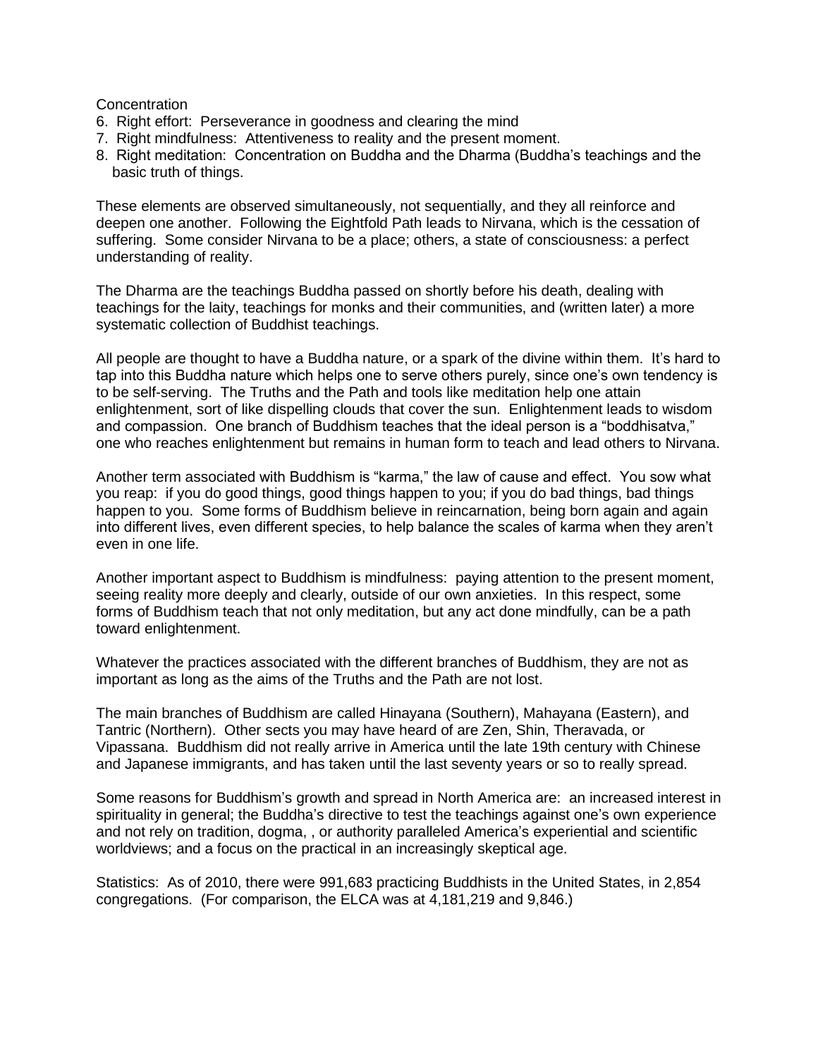Concentration

6. Right effort: Perseverance in goodness and clearing the mind
7. Right mindfulness: Attentiveness to reality and the present moment.
8. Right meditation: Concentration on Buddha and the Dharma (Buddha's teachings and the basic truth of things.

These elements are observed simultaneously, not sequentially, and they all reinforce and deepen one another. Following the Eightfold Path leads to Nirvana, which is the cessation of suffering. Some consider Nirvana to be a place; others, a state of consciousness: a perfect understanding of reality.

The Dharma are the teachings Buddha passed on shortly before his death, dealing with teachings for the laity, teachings for monks and their communities, and (written later) a more systematic collection of Buddhist teachings.

All people are thought to have a Buddha nature, or a spark of the divine within them. It's hard to tap into this Buddha nature which helps one to serve others purely, since one's own tendency is to be self-serving. The Truths and the Path and tools like meditation help one attain enlightenment, sort of like dispelling clouds that cover the sun. Enlightenment leads to wisdom and compassion. One branch of Buddhism teaches that the ideal person is a "boddhisatva," one who reaches enlightenment but remains in human form to teach and lead others to Nirvana.

Another term associated with Buddhism is "karma," the law of cause and effect. You sow what you reap: if you do good things, good things happen to you; if you do bad things, bad things happen to you. Some forms of Buddhism believe in reincarnation, being born again and again into different lives, even different species, to help balance the scales of karma when they aren't even in one life.

Another important aspect to Buddhism is mindfulness: paying attention to the present moment, seeing reality more deeply and clearly, outside of our own anxieties. In this respect, some forms of Buddhism teach that not only meditation, but any act done mindfully, can be a path toward enlightenment.

Whatever the practices associated with the different branches of Buddhism, they are not as important as long as the aims of the Truths and the Path are not lost.

The main branches of Buddhism are called Hinayana (Southern), Mahayana (Eastern), and Tantric (Northern). Other sects you may have heard of are Zen, Shin, Theravada, or Vipassana. Buddhism did not really arrive in America until the late 19th century with Chinese and Japanese immigrants, and has taken until the last seventy years or so to really spread.

Some reasons for Buddhism's growth and spread in North America are: an increased interest in spirituality in general; the Buddha's directive to test the teachings against one's own experience and not rely on tradition, dogma, , or authority paralleled America's experiential and scientific worldviews; and a focus on the practical in an increasingly skeptical age.

Statistics: As of 2010, there were 991,683 practicing Buddhists in the United States, in 2,854 congregations. (For comparison, the ELCA was at 4,181,219 and 9,846.)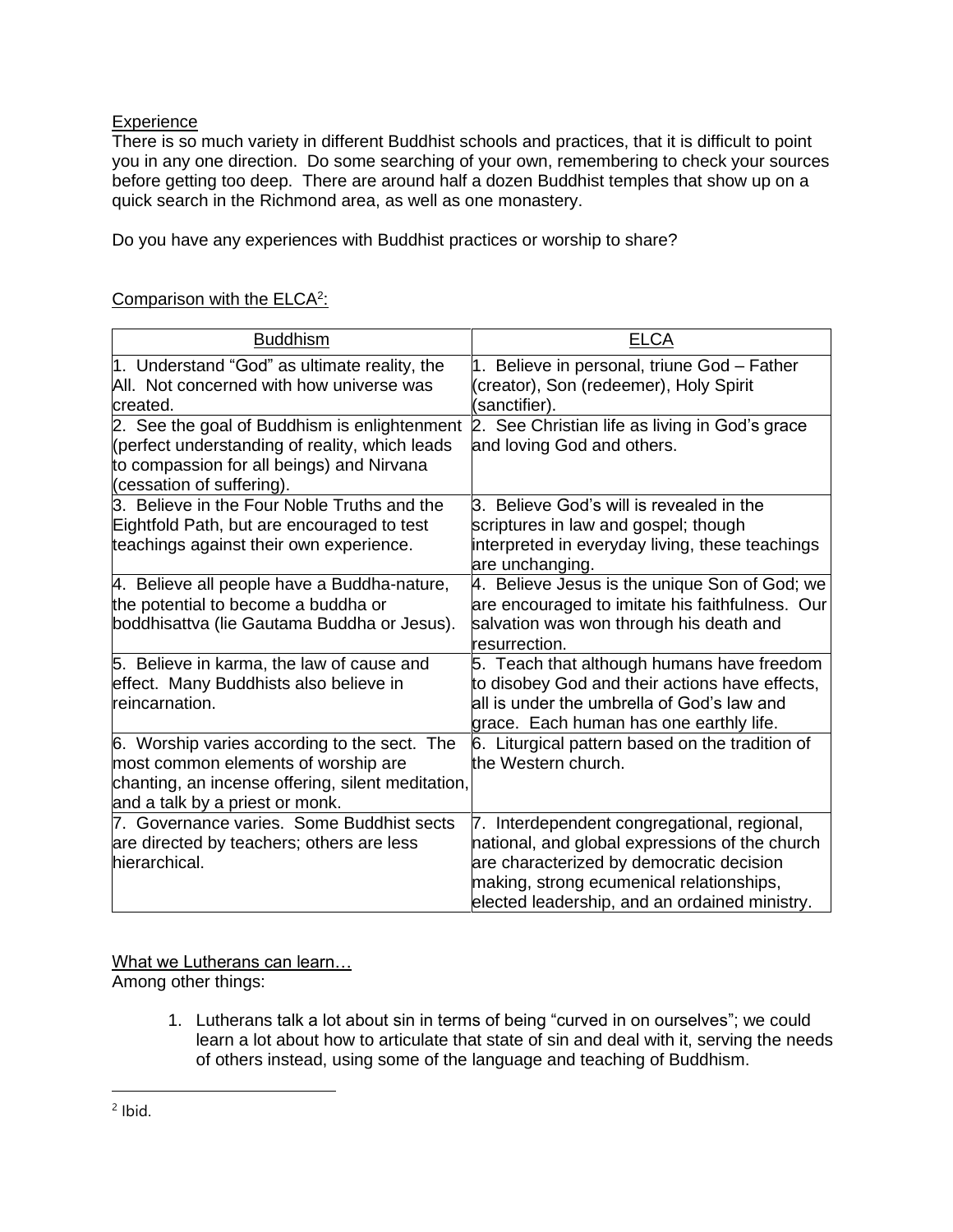Experience

There is so much variety in different Buddhist schools and practices, that it is difficult to point you in any one direction. Do some searching of your own, remembering to check your sources before getting too deep. There are around half a dozen Buddhist temples that show up on a quick search in the Richmond area, as well as one monastery.

Do you have any experiences with Buddhist practices or worship to share?

Comparison with the ELCA[2]:

| Buddhism | ELCA |
|---|---|
| 1. Understand "God" as ultimate reality, the All. Not concerned with how universe was created. | 1. Believe in personal, triune God – Father (creator), Son (redeemer), Holy Spirit (sanctifier). |
| 2. See the goal of Buddhism is enlightenment (perfect understanding of reality, which leads to compassion for all beings) and Nirvana (cessation of suffering). | 2. See Christian life as living in God's grace and loving God and others. |
| 3. Believe in the Four Noble Truths and the Eightfold Path, but are encouraged to test teachings against their own experience. | 3. Believe God's will is revealed in the scriptures in law and gospel; though interpreted in everyday living, these teachings are unchanging. |
| 4. Believe all people have a Buddha-nature, the potential to become a buddha or boddhisattva (lie Gautama Buddha or Jesus). | 4. Believe Jesus is the unique Son of God; we are encouraged to imitate his faithfulness. Our salvation was won through his death and resurrection. |
| 5. Believe in karma, the law of cause and effect. Many Buddhists also believe in reincarnation. | 5. Teach that although humans have freedom to disobey God and their actions have effects, all is under the umbrella of God's law and grace. Each human has one earthly life. |
| 6. Worship varies according to the sect. The most common elements of worship are chanting, an incense offering, silent meditation, and a talk by a priest or monk. | 6. Liturgical pattern based on the tradition of the Western church. |
| 7. Governance varies. Some Buddhist sects are directed by teachers; others are less hierarchical. | 7. Interdependent congregational, regional, national, and global expressions of the church are characterized by democratic decision making, strong ecumenical relationships, elected leadership, and an ordained ministry. |

What we Lutherans can learn…

Among other things:

1. Lutherans talk a lot about sin in terms of being "curved in on ourselves"; we could learn a lot about how to articulate that state of sin and deal with it, serving the needs of others instead, using some of the language and teaching of Buddhism.

[2] Ibid.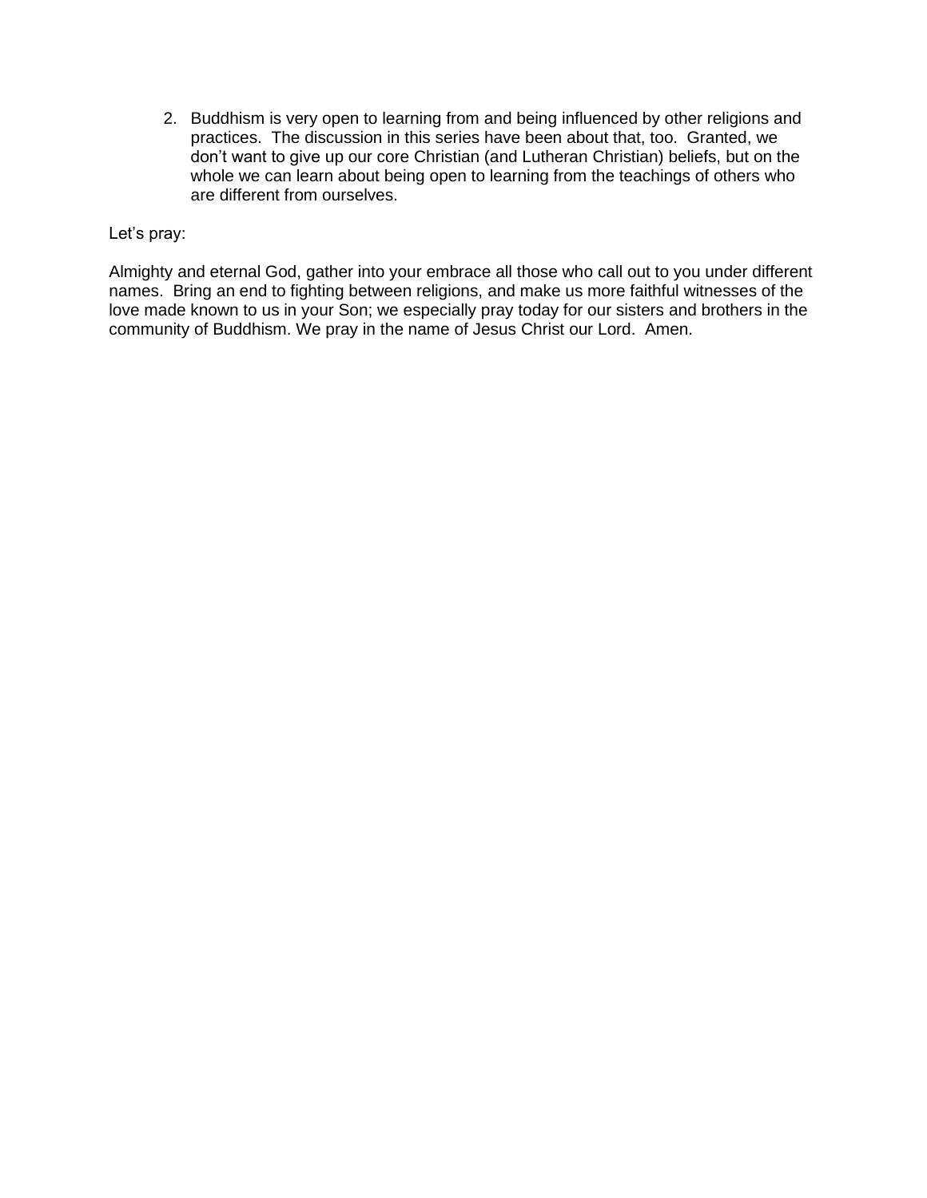2. Buddhism is very open to learning from and being influenced by other religions and practices. The discussion in this series have been about that, too. Granted, we don't want to give up our core Christian (and Lutheran Christian) beliefs, but on the whole we can learn about being open to learning from the teachings of others who are different from ourselves.

Let's pray:

Almighty and eternal God, gather into your embrace all those who call out to you under different names. Bring an end to fighting between religions, and make us more faithful witnesses of the love made known to us in your Son; we especially pray today for our sisters and brothers in the community of Buddhism. We pray in the name of Jesus Christ our Lord. Amen.